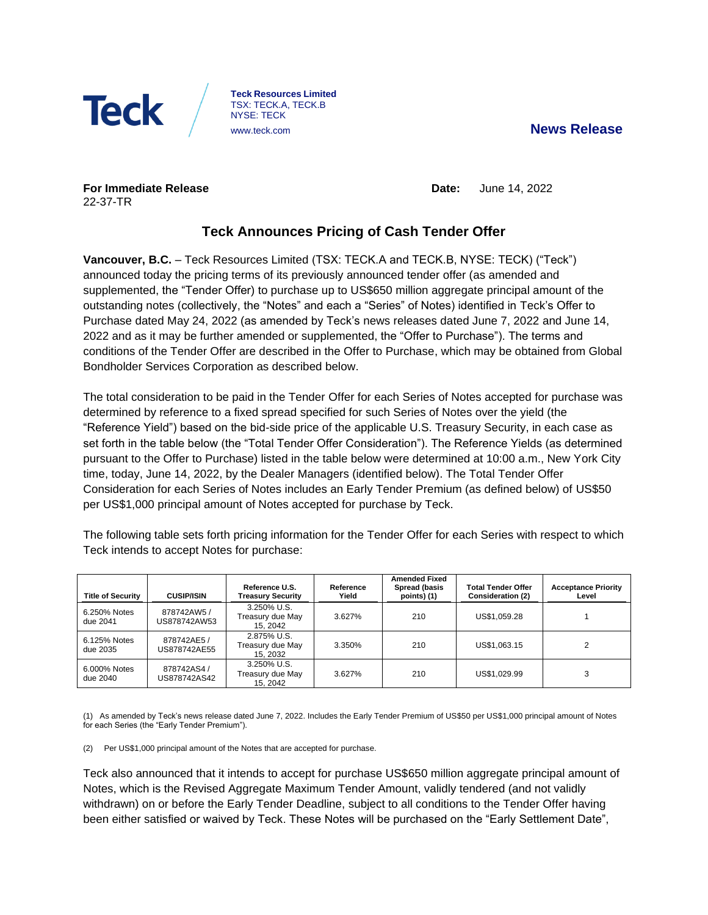Teck

**Teck Resources Limited**
TSX: TECK.A, TECK.B
NYSE: TECK
www.teck.com

**News Release**

**For Immediate Release**
22-37-TR

**Date:** June 14, 2022

## Teck Announces Pricing of Cash Tender Offer

**Vancouver, B.C.** – Teck Resources Limited (TSX: TECK.A and TECK.B, NYSE: TECK) ("Teck") announced today the pricing terms of its previously announced tender offer (as amended and supplemented, the "Tender Offer) to purchase up to US$650 million aggregate principal amount of the outstanding notes (collectively, the "Notes" and each a "Series" of Notes) identified in Teck's Offer to Purchase dated May 24, 2022 (as amended by Teck's news releases dated June 7, 2022 and June 14, 2022 and as it may be further amended or supplemented, the "Offer to Purchase"). The terms and conditions of the Tender Offer are described in the Offer to Purchase, which may be obtained from Global Bondholder Services Corporation as described below.

The total consideration to be paid in the Tender Offer for each Series of Notes accepted for purchase was determined by reference to a fixed spread specified for such Series of Notes over the yield (the "Reference Yield") based on the bid-side price of the applicable U.S. Treasury Security, in each case as set forth in the table below (the "Total Tender Offer Consideration"). The Reference Yields (as determined pursuant to the Offer to Purchase) listed in the table below were determined at 10:00 a.m., New York City time, today, June 14, 2022, by the Dealer Managers (identified below). The Total Tender Offer Consideration for each Series of Notes includes an Early Tender Premium (as defined below) of US$50 per US$1,000 principal amount of Notes accepted for purchase by Teck.

The following table sets forth pricing information for the Tender Offer for each Series with respect to which Teck intends to accept Notes for purchase:

| Title of Security | CUSIP/ISIN | Reference U.S. Treasury Security | Reference Yield | Amended Fixed Spread (basis points) (1) | Total Tender Offer Consideration (2) | Acceptance Priority Level |
|---|---|---|---|---|---|---|
| 6.250% Notes due 2041 | 878742AW5 / US878742AW53 | 3.250% U.S. Treasury due May 15, 2042 | 3.627% | 210 | US$1,059.28 | 1 |
| 6.125% Notes due 2035 | 878742AE5 / US878742AE55 | 2.875% U.S. Treasury due May 15, 2032 | 3.350% | 210 | US$1,063.15 | 2 |
| 6.000% Notes due 2040 | 878742AS4 / US878742AS42 | 3.250% U.S. Treasury due May 15, 2042 | 3.627% | 210 | US$1,029.99 | 3 |

(1) As amended by Teck's news release dated June 7, 2022. Includes the Early Tender Premium of US$50 per US$1,000 principal amount of Notes for each Series (the "Early Tender Premium").

(2) Per US$1,000 principal amount of the Notes that are accepted for purchase.

Teck also announced that it intends to accept for purchase US$650 million aggregate principal amount of Notes, which is the Revised Aggregate Maximum Tender Amount, validly tendered (and not validly withdrawn) on or before the Early Tender Deadline, subject to all conditions to the Tender Offer having been either satisfied or waived by Teck. These Notes will be purchased on the "Early Settlement Date",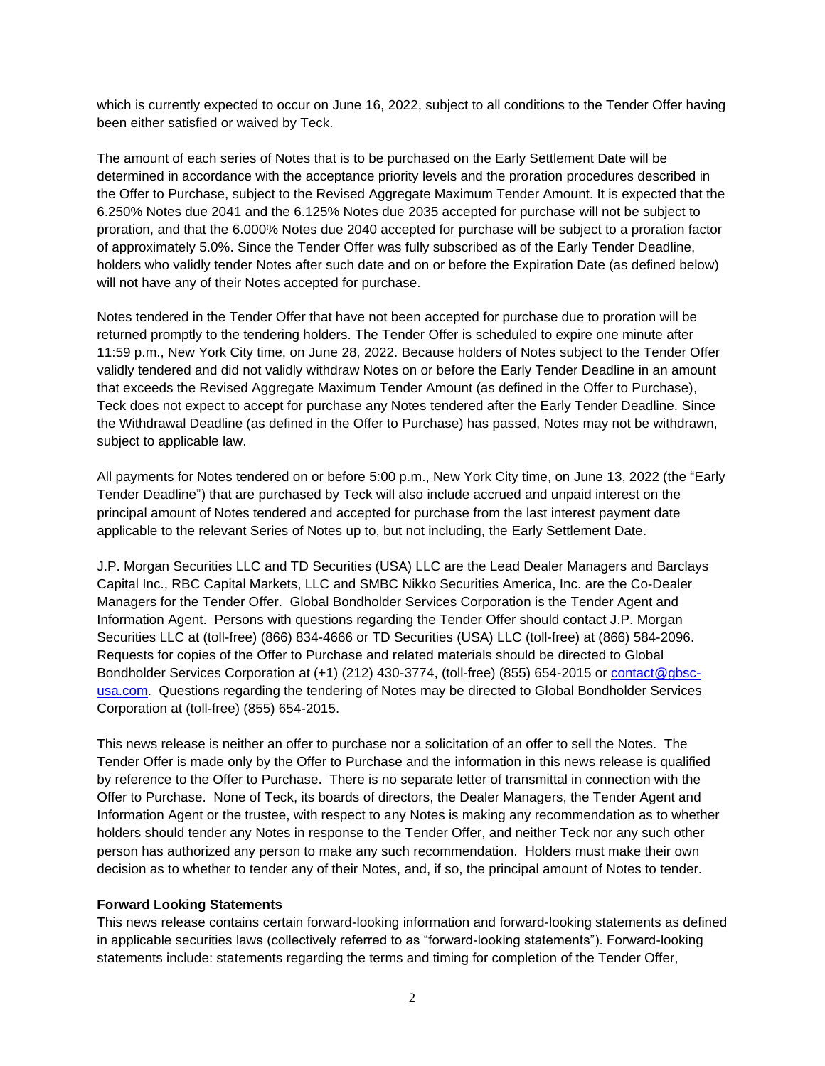which is currently expected to occur on June 16, 2022, subject to all conditions to the Tender Offer having been either satisfied or waived by Teck.

The amount of each series of Notes that is to be purchased on the Early Settlement Date will be determined in accordance with the acceptance priority levels and the proration procedures described in the Offer to Purchase, subject to the Revised Aggregate Maximum Tender Amount. It is expected that the 6.250% Notes due 2041 and the 6.125% Notes due 2035 accepted for purchase will not be subject to proration, and that the 6.000% Notes due 2040 accepted for purchase will be subject to a proration factor of approximately 5.0%. Since the Tender Offer was fully subscribed as of the Early Tender Deadline, holders who validly tender Notes after such date and on or before the Expiration Date (as defined below) will not have any of their Notes accepted for purchase.

Notes tendered in the Tender Offer that have not been accepted for purchase due to proration will be returned promptly to the tendering holders. The Tender Offer is scheduled to expire one minute after 11:59 p.m., New York City time, on June 28, 2022. Because holders of Notes subject to the Tender Offer validly tendered and did not validly withdraw Notes on or before the Early Tender Deadline in an amount that exceeds the Revised Aggregate Maximum Tender Amount (as defined in the Offer to Purchase), Teck does not expect to accept for purchase any Notes tendered after the Early Tender Deadline. Since the Withdrawal Deadline (as defined in the Offer to Purchase) has passed, Notes may not be withdrawn, subject to applicable law.

All payments for Notes tendered on or before 5:00 p.m., New York City time, on June 13, 2022 (the "Early Tender Deadline") that are purchased by Teck will also include accrued and unpaid interest on the principal amount of Notes tendered and accepted for purchase from the last interest payment date applicable to the relevant Series of Notes up to, but not including, the Early Settlement Date.

J.P. Morgan Securities LLC and TD Securities (USA) LLC are the Lead Dealer Managers and Barclays Capital Inc., RBC Capital Markets, LLC and SMBC Nikko Securities America, Inc. are the Co-Dealer Managers for the Tender Offer. Global Bondholder Services Corporation is the Tender Agent and Information Agent. Persons with questions regarding the Tender Offer should contact J.P. Morgan Securities LLC at (toll-free) (866) 834-4666 or TD Securities (USA) LLC (toll-free) at (866) 584-2096. Requests for copies of the Offer to Purchase and related materials should be directed to Global Bondholder Services Corporation at (+1) (212) 430-3774, (toll-free) (855) 654-2015 or contact@gbsc-usa.com. Questions regarding the tendering of Notes may be directed to Global Bondholder Services Corporation at (toll-free) (855) 654-2015.

This news release is neither an offer to purchase nor a solicitation of an offer to sell the Notes. The Tender Offer is made only by the Offer to Purchase and the information in this news release is qualified by reference to the Offer to Purchase. There is no separate letter of transmittal in connection with the Offer to Purchase. None of Teck, its boards of directors, the Dealer Managers, the Tender Agent and Information Agent or the trustee, with respect to any Notes is making any recommendation as to whether holders should tender any Notes in response to the Tender Offer, and neither Teck nor any such other person has authorized any person to make any such recommendation. Holders must make their own decision as to whether to tender any of their Notes, and, if so, the principal amount of Notes to tender.

**Forward Looking Statements**

This news release contains certain forward-looking information and forward-looking statements as defined in applicable securities laws (collectively referred to as "forward-looking statements"). Forward-looking statements include: statements regarding the terms and timing for completion of the Tender Offer,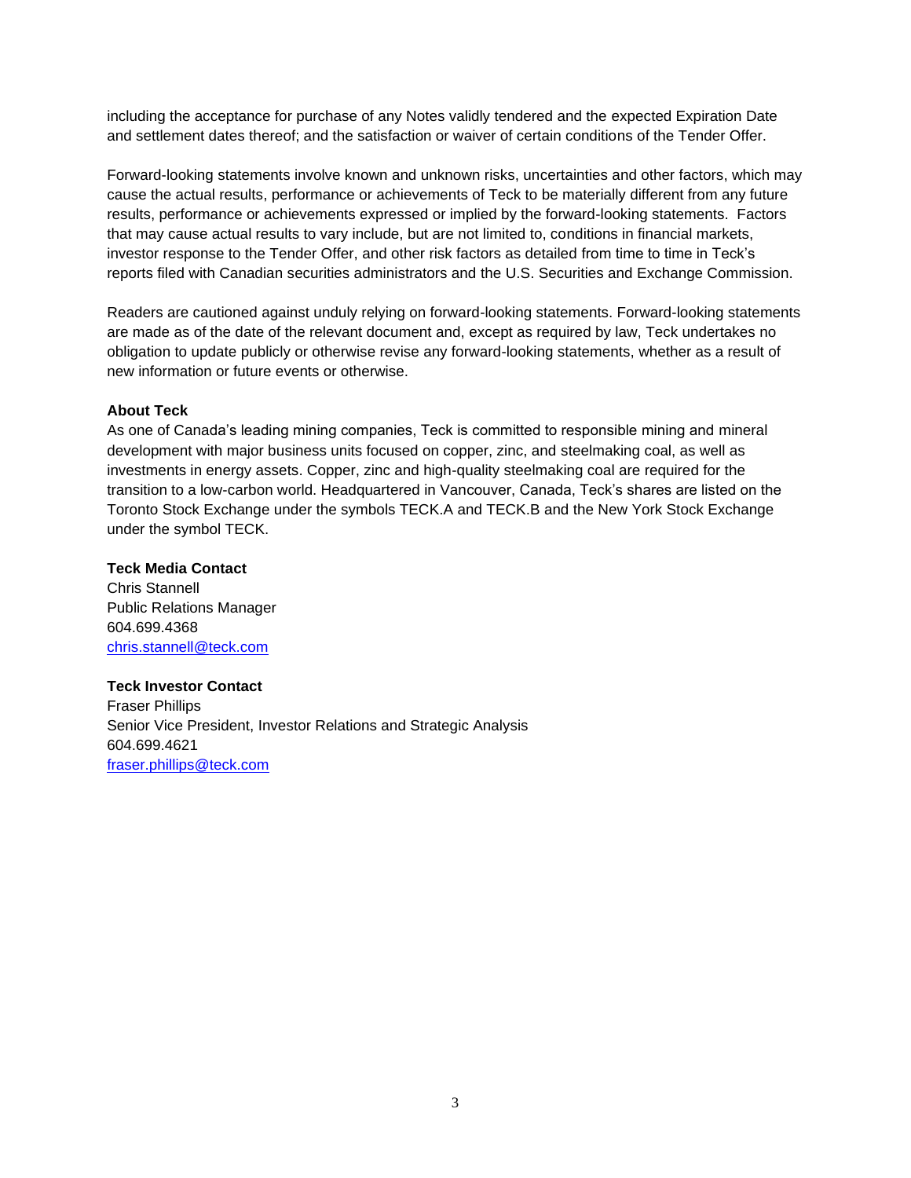including the acceptance for purchase of any Notes validly tendered and the expected Expiration Date and settlement dates thereof; and the satisfaction or waiver of certain conditions of the Tender Offer.

Forward-looking statements involve known and unknown risks, uncertainties and other factors, which may cause the actual results, performance or achievements of Teck to be materially different from any future results, performance or achievements expressed or implied by the forward-looking statements. Factors that may cause actual results to vary include, but are not limited to, conditions in financial markets, investor response to the Tender Offer, and other risk factors as detailed from time to time in Teck's reports filed with Canadian securities administrators and the U.S. Securities and Exchange Commission.

Readers are cautioned against unduly relying on forward-looking statements. Forward-looking statements are made as of the date of the relevant document and, except as required by law, Teck undertakes no obligation to update publicly or otherwise revise any forward-looking statements, whether as a result of new information or future events or otherwise.

**About Teck**
As one of Canada's leading mining companies, Teck is committed to responsible mining and mineral development with major business units focused on copper, zinc, and steelmaking coal, as well as investments in energy assets. Copper, zinc and high-quality steelmaking coal are required for the transition to a low-carbon world. Headquartered in Vancouver, Canada, Teck's shares are listed on the Toronto Stock Exchange under the symbols TECK.A and TECK.B and the New York Stock Exchange under the symbol TECK.

**Teck Media Contact**
Chris Stannell
Public Relations Manager
604.699.4368
chris.stannell@teck.com

**Teck Investor Contact**
Fraser Phillips
Senior Vice President, Investor Relations and Strategic Analysis
604.699.4621
fraser.phillips@teck.com